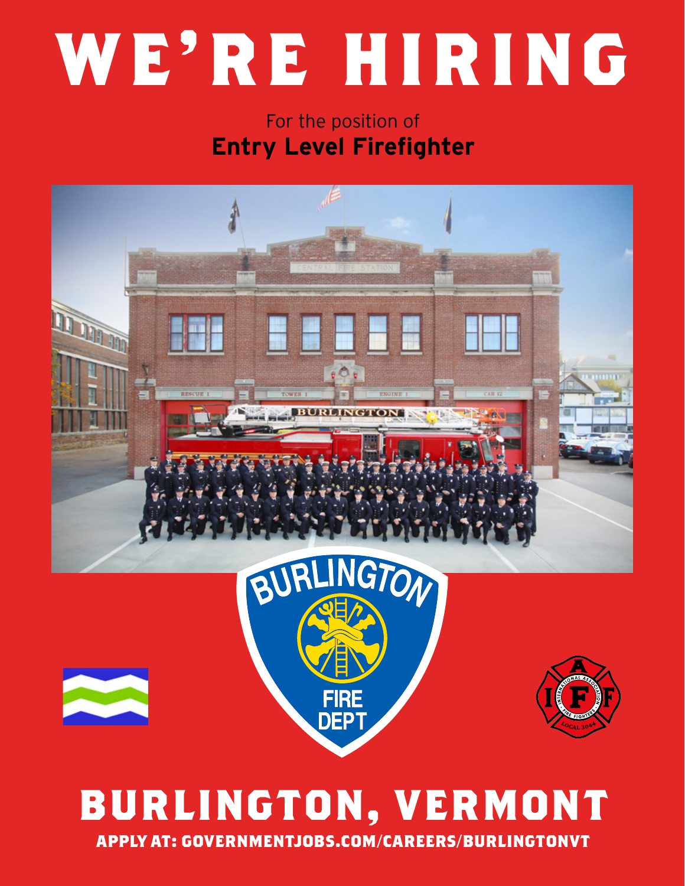# WE'RE HIRING

For the position of
**Entry Level Firefighter**

# BURLINGTON, VERMONT

**APPLY AT: GOVERNMENTJOBS.COM/CAREERS/BURLINGTONVT**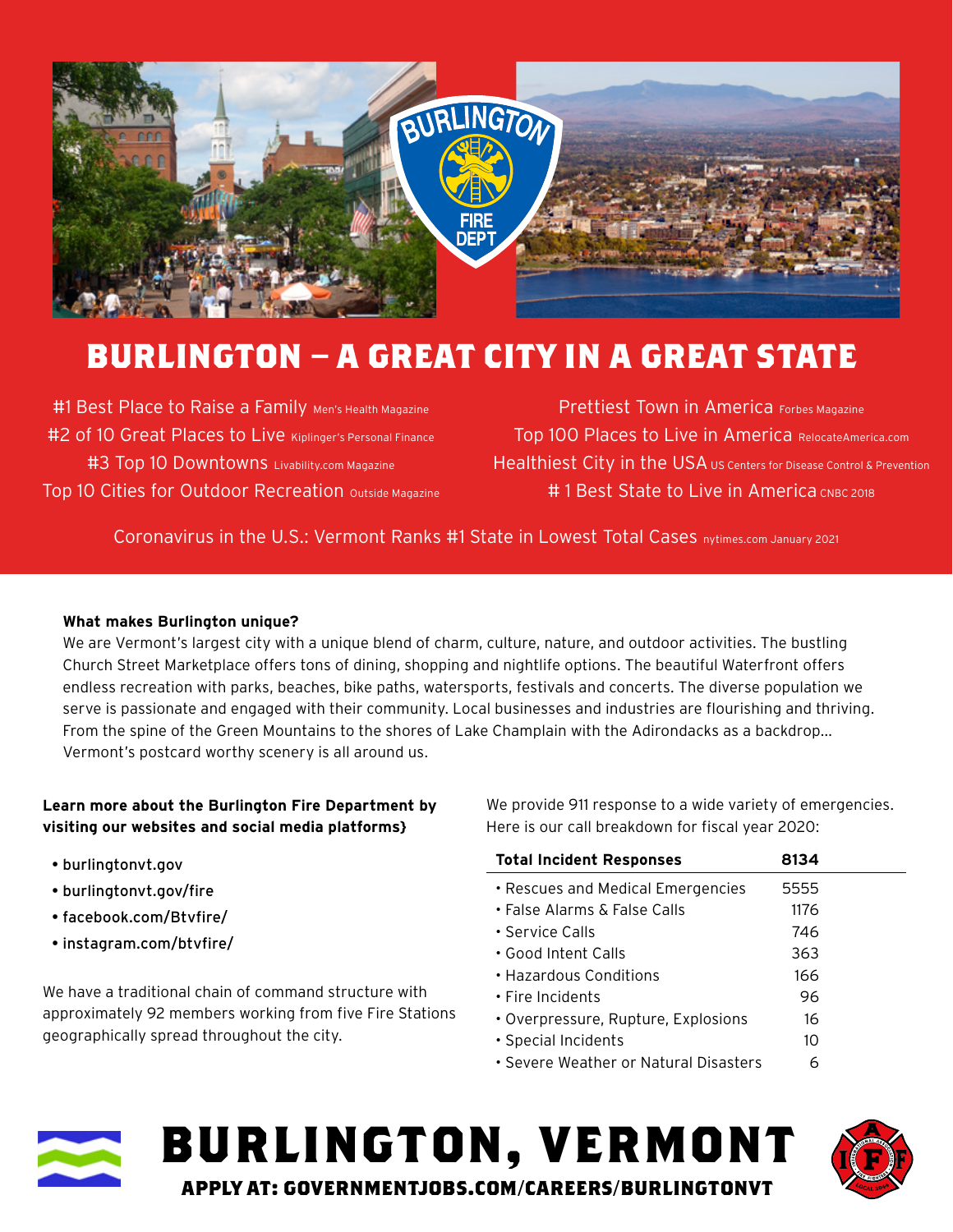# BURLINGTON – A GREAT CITY IN A GREAT STATE

#1 Best Place to Raise a Family Men's Health Magazine
#2 of 10 Great Places to Live Kiplinger's Personal Finance
#3 Top 10 Downtowns Livability.com Magazine
Top 10 Cities for Outdoor Recreation Outside Magazine

Prettiest Town in America Forbes Magazine
Top 100 Places to Live in America RelocateAmerica.com
Healthiest City in the USA US Centers for Disease Control & Prevention
# 1 Best State to Live in America CNBC 2018

Coronavirus in the U.S.: Vermont Ranks #1 State in Lowest Total Cases nytimes.com January 2021

**What makes Burlington unique?**
We are Vermont's largest city with a unique blend of charm, culture, nature, and outdoor activities. The bustling Church Street Marketplace offers tons of dining, shopping and nightlife options. The beautiful Waterfront offers endless recreation with parks, beaches, bike paths, watersports, festivals and concerts. The diverse population we serve is passionate and engaged with their community. Local businesses and industries are flourishing and thriving. From the spine of the Green Mountains to the shores of Lake Champlain with the Adirondacks as a backdrop… Vermont's postcard worthy scenery is all around us.

**Learn more about the Burlington Fire Department by visiting our websites and social media platforms}**

- burlingtonvt.gov
- burlingtonvt.gov/fire
- facebook.com/Btvfire/
- instagram.com/btvfire/

We have a traditional chain of command structure with approximately 92 members working from five Fire Stations geographically spread throughout the city.

We provide 911 response to a wide variety of emergencies. Here is our call breakdown for fiscal year 2020:

| Total Incident Responses | 8134 |
|---|---|
| • Rescues and Medical Emergencies | 5555 |
| • False Alarms & False Calls | 1176 |
| • Service Calls | 746 |
| • Good Intent Calls | 363 |
| • Hazardous Conditions | 166 |
| • Fire Incidents | 96 |
| • Overpressure, Rupture, Explosions | 16 |
| • Special Incidents | 10 |
| • Severe Weather or Natural Disasters | 6 |

# BURLINGTON, VERMONT

**APPLY AT: GOVERNMENTJOBS.COM/CAREERS/BURLINGTONVT**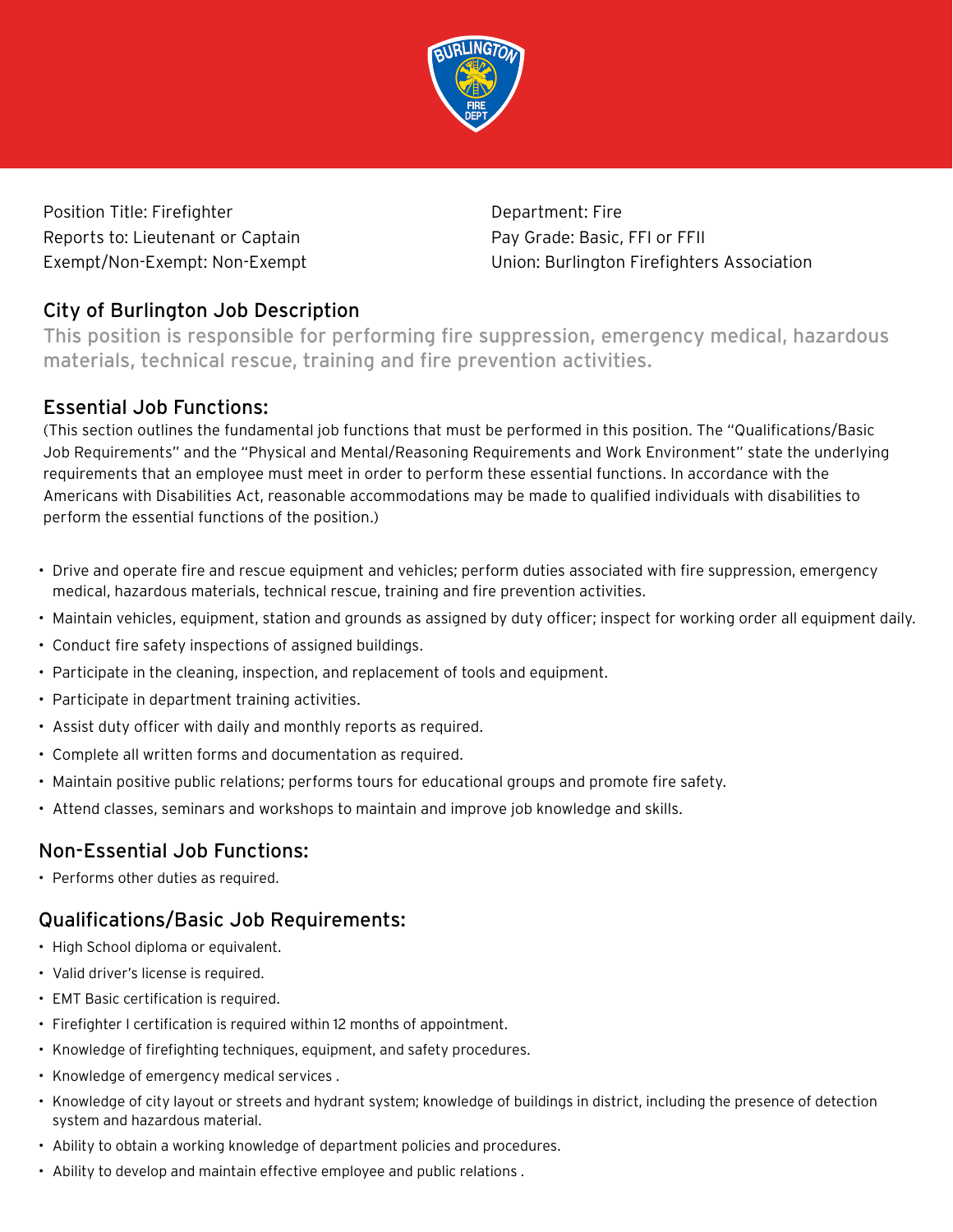Position Title: Firefighter
Reports to: Lieutenant or Captain
Exempt/Non-Exempt: Non-Exempt

Department: Fire
Pay Grade: Basic, FFI or FFII
Union: Burlington Firefighters Association

## City of Burlington Job Description

This position is responsible for performing fire suppression, emergency medical, hazardous materials, technical rescue, training and fire prevention activities.

## Essential Job Functions:

(This section outlines the fundamental job functions that must be performed in this position. The "Qualifications/Basic Job Requirements" and the "Physical and Mental/Reasoning Requirements and Work Environment" state the underlying requirements that an employee must meet in order to perform these essential functions. In accordance with the Americans with Disabilities Act, reasonable accommodations may be made to qualified individuals with disabilities to perform the essential functions of the position.)

- Drive and operate fire and rescue equipment and vehicles; perform duties associated with fire suppression, emergency medical, hazardous materials, technical rescue, training and fire prevention activities.
- Maintain vehicles, equipment, station and grounds as assigned by duty officer; inspect for working order all equipment daily.
- Conduct fire safety inspections of assigned buildings.
- Participate in the cleaning, inspection, and replacement of tools and equipment.
- Participate in department training activities.
- Assist duty officer with daily and monthly reports as required.
- Complete all written forms and documentation as required.
- Maintain positive public relations; performs tours for educational groups and promote fire safety.
- Attend classes, seminars and workshops to maintain and improve job knowledge and skills.

## Non-Essential Job Functions:

- Performs other duties as required.

## Qualifications/Basic Job Requirements:

- High School diploma or equivalent.
- Valid driver's license is required.
- EMT Basic certification is required.
- Firefighter I certification is required within 12 months of appointment.
- Knowledge of firefighting techniques, equipment, and safety procedures.
- Knowledge of emergency medical services .
- Knowledge of city layout or streets and hydrant system; knowledge of buildings in district, including the presence of detection system and hazardous material.
- Ability to obtain a working knowledge of department policies and procedures.
- Ability to develop and maintain effective employee and public relations .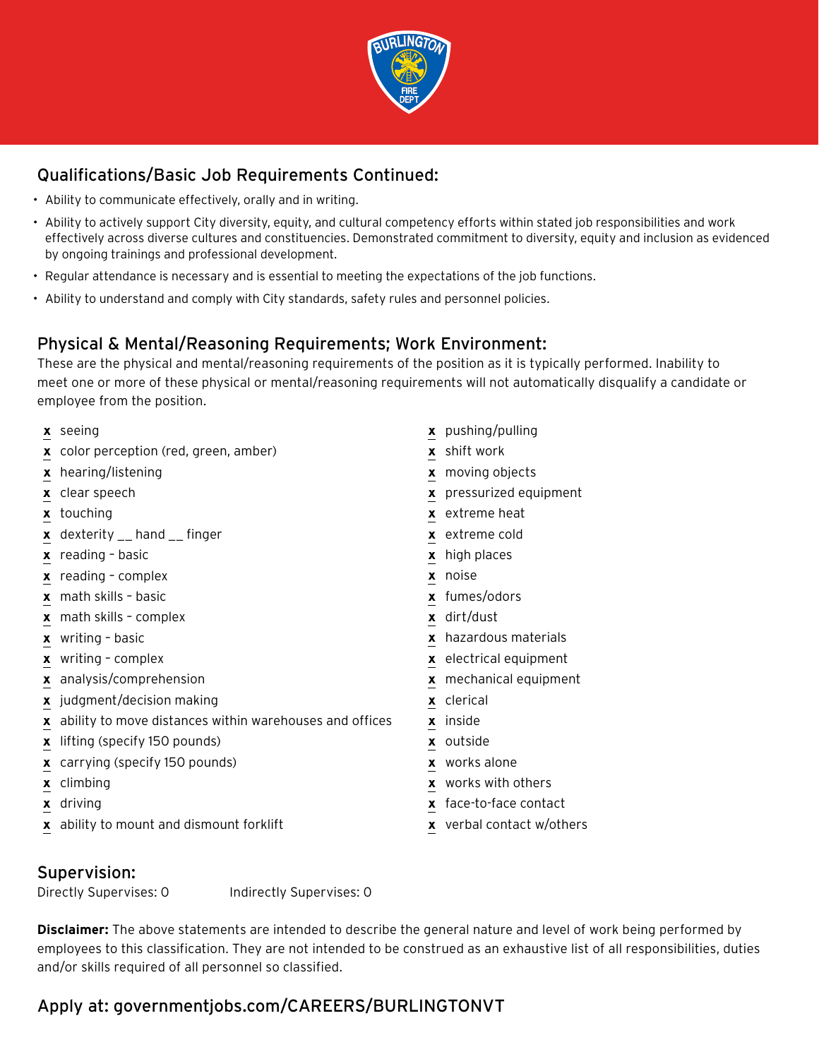## Qualifications/Basic Job Requirements Continued:

- Ability to communicate effectively, orally and in writing.
- Ability to actively support City diversity, equity, and cultural competency efforts within stated job responsibilities and work effectively across diverse cultures and constituencies. Demonstrated commitment to diversity, equity and inclusion as evidenced by ongoing trainings and professional development.
- Regular attendance is necessary and is essential to meeting the expectations of the job functions.
- Ability to understand and comply with City standards, safety rules and personnel policies.

## Physical & Mental/Reasoning Requirements; Work Environment:

These are the physical and mental/reasoning requirements of the position as it is typically performed. Inability to meet one or more of these physical or mental/reasoning requirements will not automatically disqualify a candidate or employee from the position.

**x** seeing
**x** color perception (red, green, amber)
**x** hearing/listening
**x** clear speech
**x** touching
**x** dexterity __ hand __ finger
**x** reading – basic
**x** reading – complex
**x** math skills – basic
**x** math skills – complex
**x** writing – basic
**x** writing – complex
**x** analysis/comprehension
**x** judgment/decision making
**x** ability to move distances within warehouses and offices
**x** lifting (specify 150 pounds)
**x** carrying (specify 150 pounds)
**x** climbing
**x** driving
**x** ability to mount and dismount forklift
**x** pushing/pulling
**x** shift work
**x** moving objects
**x** pressurized equipment
**x** extreme heat
**x** extreme cold
**x** high places
**x** noise
**x** fumes/odors
**x** dirt/dust
**x** hazardous materials
**x** electrical equipment
**x** mechanical equipment
**x** clerical
**x** inside
**x** outside
**x** works alone
**x** works with others
**x** face-to-face contact
**x** verbal contact w/others

## Supervision:

Directly Supervises: 0 Indirectly Supervises: 0

**Disclaimer:** The above statements are intended to describe the general nature and level of work being performed by employees to this classification. They are not intended to be construed as an exhaustive list of all responsibilities, duties and/or skills required of all personnel so classified.

## Apply at: governmentjobs.com/CAREERS/BURLINGTONVT